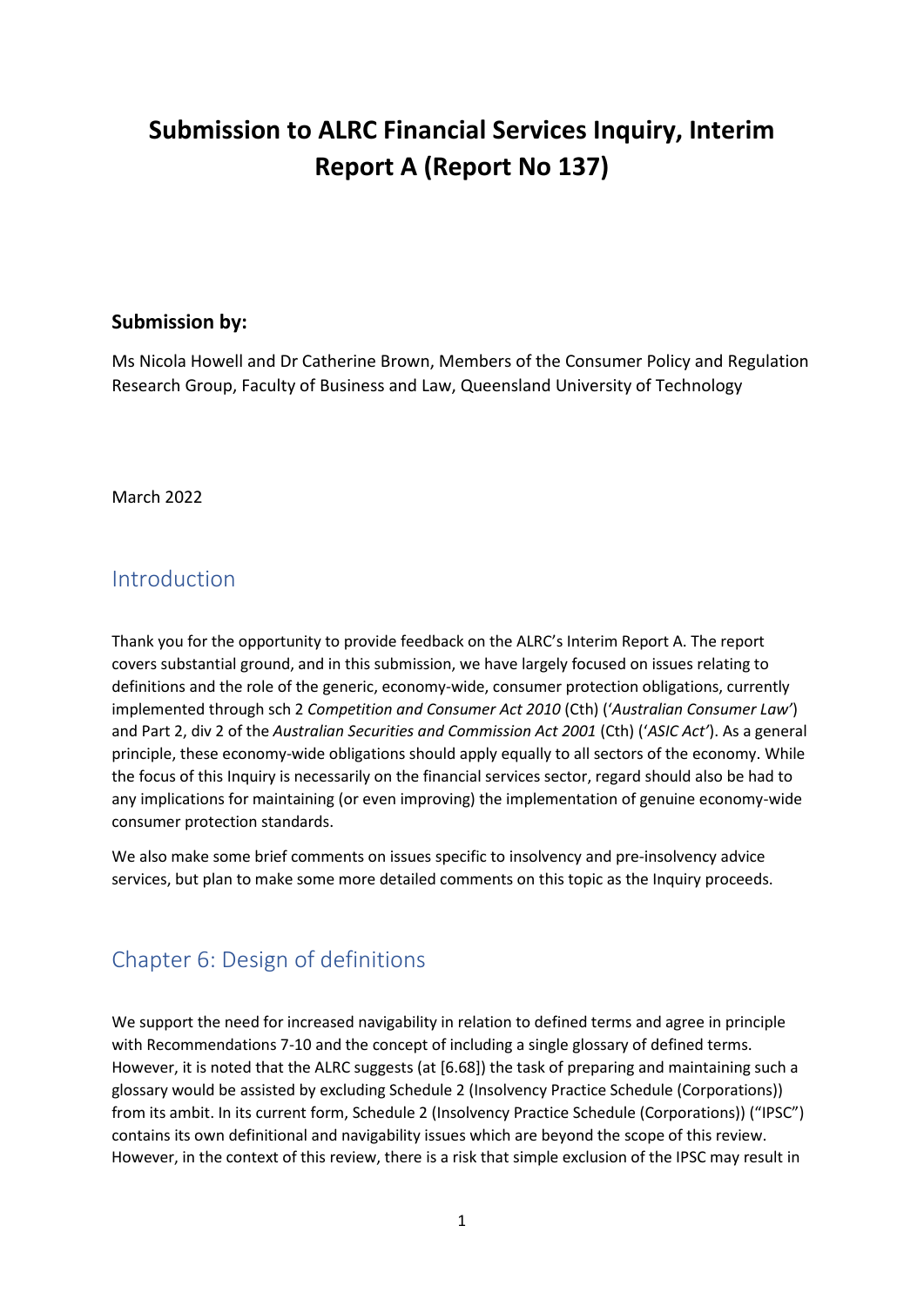# Submission to ALRC Financial Services Inquiry, Interim Report A (Report No 137)

### Submission by:

Ms Nicola Howell and Dr Catherine Brown, Members of the Consumer Policy and Regulation Research Group, Faculty of Business and Law, Queensland University of Technology

March 2022

## Introduction

Thank you for the opportunity to provide feedback on the ALRC's Interim Report A. The report covers substantial ground, and in this submission, we have largely focused on issues relating to definitions and the role of the generic, economy-wide, consumer protection obligations, currently implemented through sch 2 *Competition and Consumer Act 2010* (Cth) ('*Australian Consumer Law*') and Part 2, div 2 of the *Australian Securities and Commission Act 2001* (Cth) ('*ASIC Act*'). As a general principle, these economy-wide obligations should apply equally to all sectors of the economy. While the focus of this Inquiry is necessarily on the financial services sector, regard should also be had to any implications for maintaining (or even improving) the implementation of genuine economy-wide consumer protection standards.

We also make some brief comments on issues specific to insolvency and pre-insolvency advice services, but plan to make some more detailed comments on this topic as the Inquiry proceeds.

## Chapter 6: Design of definitions

We support the need for increased navigability in relation to defined terms and agree in principle with Recommendations 7-10 and the concept of including a single glossary of defined terms. However, it is noted that the ALRC suggests (at [6.68]) the task of preparing and maintaining such a glossary would be assisted by excluding Schedule 2 (Insolvency Practice Schedule (Corporations)) from its ambit. In its current form, Schedule 2 (Insolvency Practice Schedule (Corporations)) ("IPSC") contains its own definitional and navigability issues which are beyond the scope of this review. However, in the context of this review, there is a risk that simple exclusion of the IPSC may result in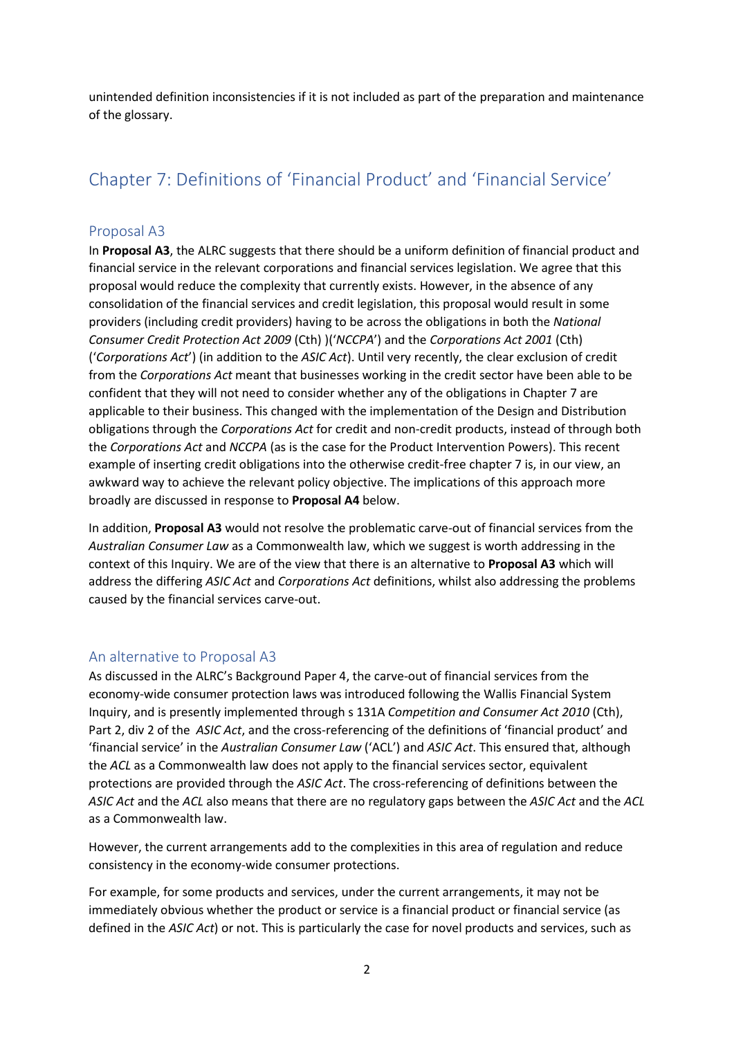unintended definition inconsistencies if it is not included as part of the preparation and maintenance of the glossary.

## Chapter 7: Definitions of 'Financial Product' and 'Financial Service'

### Proposal A3

In **Proposal A3**, the ALRC suggests that there should be a uniform definition of financial product and financial service in the relevant corporations and financial services legislation. We agree that this proposal would reduce the complexity that currently exists. However, in the absence of any consolidation of the financial services and credit legislation, this proposal would result in some providers (including credit providers) having to be across the obligations in both the *National Consumer Credit Protection Act 2009* (Cth) )('*NCCPA*') and the *Corporations Act 2001* (Cth) ('*Corporations Act*') (in addition to the *ASIC Act*). Until very recently, the clear exclusion of credit from the *Corporations Act* meant that businesses working in the credit sector have been able to be confident that they will not need to consider whether any of the obligations in Chapter 7 are applicable to their business. This changed with the implementation of the Design and Distribution obligations through the *Corporations Act* for credit and non-credit products, instead of through both the *Corporations Act* and *NCCPA* (as is the case for the Product Intervention Powers). This recent example of inserting credit obligations into the otherwise credit-free chapter 7 is, in our view, an awkward way to achieve the relevant policy objective. The implications of this approach more broadly are discussed in response to **Proposal A4** below.

In addition, **Proposal A3** would not resolve the problematic carve-out of financial services from the *Australian Consumer Law* as a Commonwealth law, which we suggest is worth addressing in the context of this Inquiry. We are of the view that there is an alternative to **Proposal A3** which will address the differing *ASIC Act* and *Corporations Act* definitions, whilst also addressing the problems caused by the financial services carve-out.

### An alternative to Proposal A3

As discussed in the ALRC's Background Paper 4, the carve-out of financial services from the economy-wide consumer protection laws was introduced following the Wallis Financial System Inquiry, and is presently implemented through s 131A *Competition and Consumer Act 2010* (Cth), Part 2, div 2 of the *ASIC Act*, and the cross-referencing of the definitions of 'financial product' and 'financial service' in the *Australian Consumer Law* ('ACL') and *ASIC Act*. This ensured that, although the *ACL* as a Commonwealth law does not apply to the financial services sector, equivalent protections are provided through the *ASIC Act*. The cross-referencing of definitions between the *ASIC Act* and the *ACL* also means that there are no regulatory gaps between the *ASIC Act* and the *ACL* as a Commonwealth law.

However, the current arrangements add to the complexities in this area of regulation and reduce consistency in the economy-wide consumer protections.

For example, for some products and services, under the current arrangements, it may not be immediately obvious whether the product or service is a financial product or financial service (as defined in the *ASIC Act*) or not. This is particularly the case for novel products and services, such as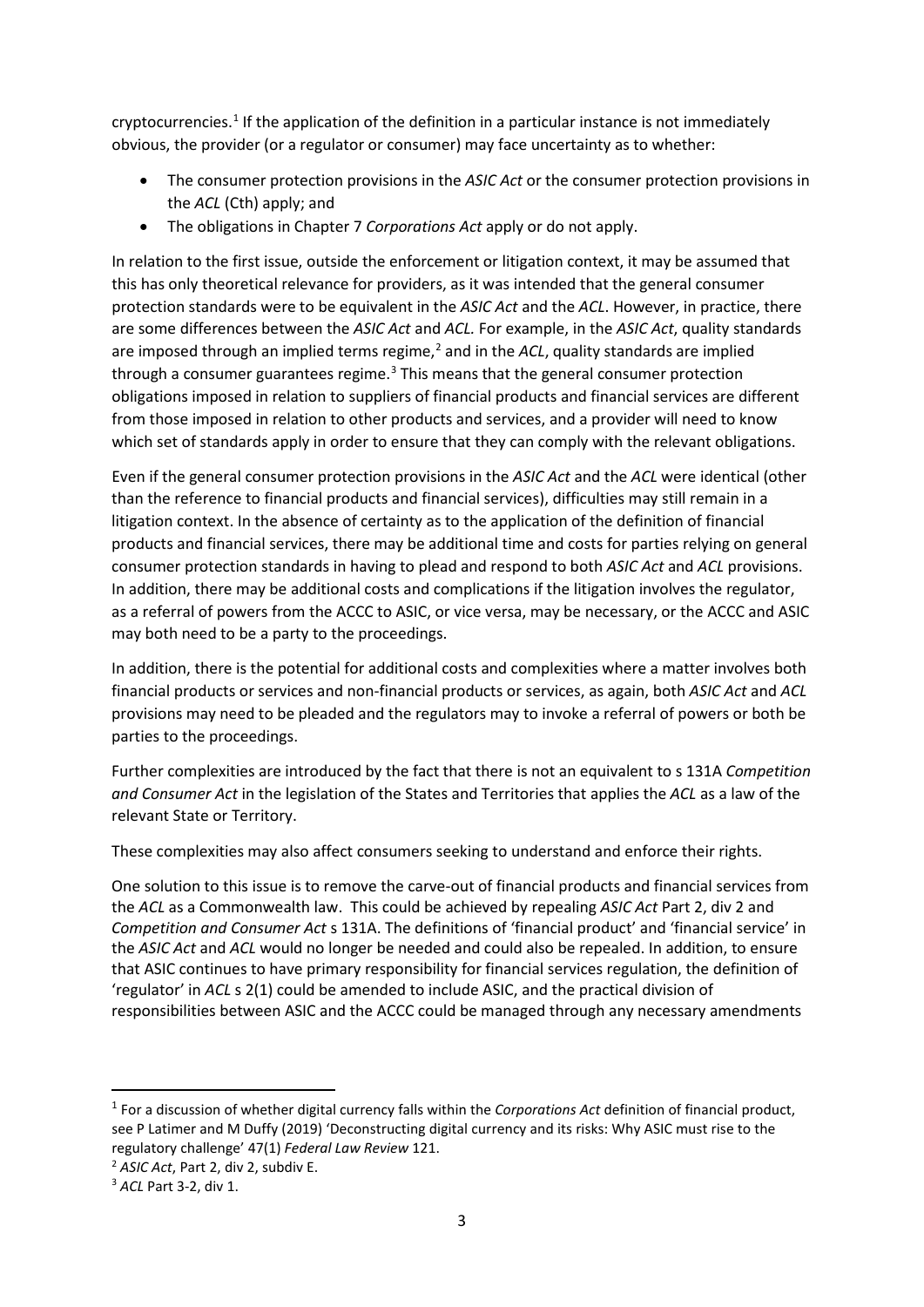cryptocurrencies.[1] If the application of the definition in a particular instance is not immediately obvious, the provider (or a regulator or consumer) may face uncertainty as to whether:

- The consumer protection provisions in the *ASIC Act* or the consumer protection provisions in the *ACL* (Cth) apply; and
- The obligations in Chapter 7 *Corporations Act* apply or do not apply.

In relation to the first issue, outside the enforcement or litigation context, it may be assumed that this has only theoretical relevance for providers, as it was intended that the general consumer protection standards were to be equivalent in the *ASIC Act* and the *ACL*. However, in practice, there are some differences between the *ASIC Act* and *ACL.* For example, in the *ASIC Act*, quality standards are imposed through an implied terms regime,[2] and in the *ACL*, quality standards are implied through a consumer guarantees regime.[3] This means that the general consumer protection obligations imposed in relation to suppliers of financial products and financial services are different from those imposed in relation to other products and services, and a provider will need to know which set of standards apply in order to ensure that they can comply with the relevant obligations.

Even if the general consumer protection provisions in the *ASIC Act* and the *ACL* were identical (other than the reference to financial products and financial services), difficulties may still remain in a litigation context. In the absence of certainty as to the application of the definition of financial products and financial services, there may be additional time and costs for parties relying on general consumer protection standards in having to plead and respond to both *ASIC Act* and *ACL* provisions. In addition, there may be additional costs and complications if the litigation involves the regulator, as a referral of powers from the ACCC to ASIC, or vice versa, may be necessary, or the ACCC and ASIC may both need to be a party to the proceedings.

In addition, there is the potential for additional costs and complexities where a matter involves both financial products or services and non-financial products or services, as again, both *ASIC Act* and *ACL* provisions may need to be pleaded and the regulators may to invoke a referral of powers or both be parties to the proceedings.

Further complexities are introduced by the fact that there is not an equivalent to s 131A *Competition and Consumer Act* in the legislation of the States and Territories that applies the *ACL* as a law of the relevant State or Territory.

These complexities may also affect consumers seeking to understand and enforce their rights.

One solution to this issue is to remove the carve-out of financial products and financial services from the *ACL* as a Commonwealth law. This could be achieved by repealing *ASIC Act* Part 2, div 2 and *Competition and Consumer Act* s 131A. The definitions of 'financial product' and 'financial service' in the *ASIC Act* and *ACL* would no longer be needed and could also be repealed. In addition, to ensure that ASIC continues to have primary responsibility for financial services regulation, the definition of 'regulator' in *ACL* s 2(1) could be amended to include ASIC, and the practical division of responsibilities between ASIC and the ACCC could be managed through any necessary amendments

---

[1] For a discussion of whether digital currency falls within the *Corporations Act* definition of financial product, see P Latimer and M Duffy (2019) 'Deconstructing digital currency and its risks: Why ASIC must rise to the regulatory challenge' 47(1) *Federal Law Review* 121.

[2] *ASIC Act*, Part 2, div 2, subdiv E.

[3] *ACL* Part 3-2, div 1.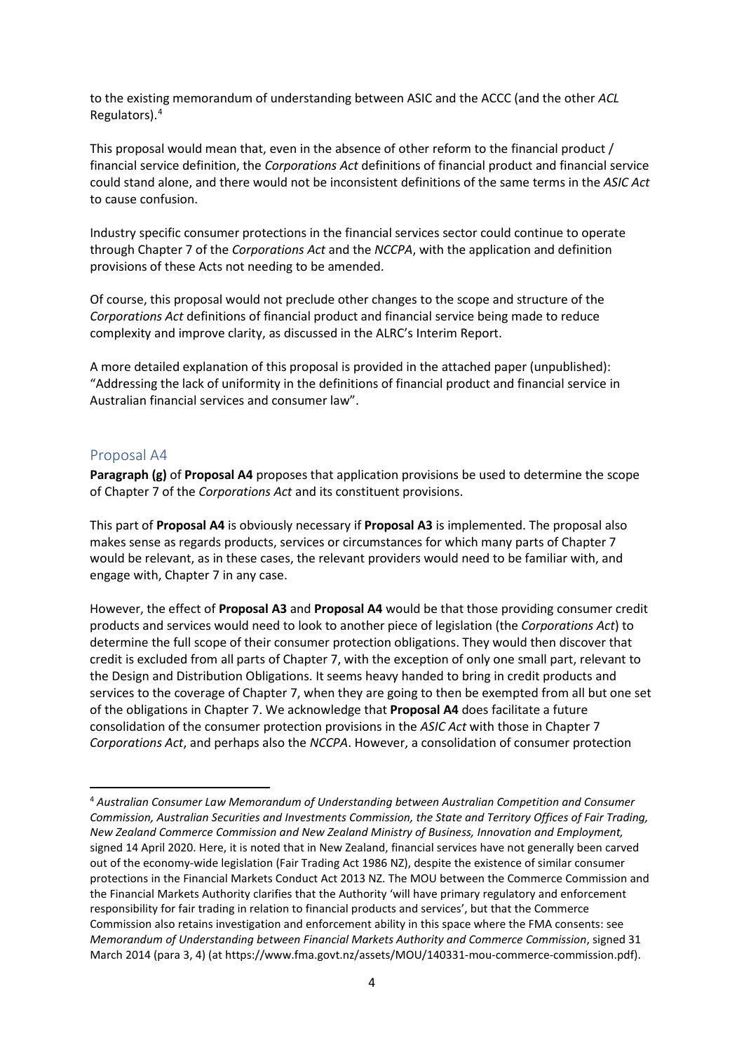to the existing memorandum of understanding between ASIC and the ACCC (and the other *ACL* Regulators).[4]

This proposal would mean that, even in the absence of other reform to the financial product / financial service definition, the *Corporations Act* definitions of financial product and financial service could stand alone, and there would not be inconsistent definitions of the same terms in the *ASIC Act* to cause confusion.

Industry specific consumer protections in the financial services sector could continue to operate through Chapter 7 of the *Corporations Act* and the *NCCPA*, with the application and definition provisions of these Acts not needing to be amended.

Of course, this proposal would not preclude other changes to the scope and structure of the *Corporations Act* definitions of financial product and financial service being made to reduce complexity and improve clarity, as discussed in the ALRC's Interim Report.

A more detailed explanation of this proposal is provided in the attached paper (unpublished): "Addressing the lack of uniformity in the definitions of financial product and financial service in Australian financial services and consumer law".

## Proposal A4

**Paragraph (g)** of **Proposal A4** proposes that application provisions be used to determine the scope of Chapter 7 of the *Corporations Act* and its constituent provisions.

This part of **Proposal A4** is obviously necessary if **Proposal A3** is implemented. The proposal also makes sense as regards products, services or circumstances for which many parts of Chapter 7 would be relevant, as in these cases, the relevant providers would need to be familiar with, and engage with, Chapter 7 in any case.

However, the effect of **Proposal A3** and **Proposal A4** would be that those providing consumer credit products and services would need to look to another piece of legislation (the *Corporations Act*) to determine the full scope of their consumer protection obligations. They would then discover that credit is excluded from all parts of Chapter 7, with the exception of only one small part, relevant to the Design and Distribution Obligations. It seems heavy handed to bring in credit products and services to the coverage of Chapter 7, when they are going to then be exempted from all but one set of the obligations in Chapter 7. We acknowledge that **Proposal A4** does facilitate a future consolidation of the consumer protection provisions in the *ASIC Act* with those in Chapter 7 *Corporations Act*, and perhaps also the *NCCPA*. However, a consolidation of consumer protection

---

[4] *Australian Consumer Law Memorandum of Understanding between Australian Competition and Consumer Commission, Australian Securities and Investments Commission, the State and Territory Offices of Fair Trading, New Zealand Commerce Commission and New Zealand Ministry of Business, Innovation and Employment,* signed 14 April 2020. Here, it is noted that in New Zealand, financial services have not generally been carved out of the economy-wide legislation (Fair Trading Act 1986 NZ), despite the existence of similar consumer protections in the Financial Markets Conduct Act 2013 NZ. The MOU between the Commerce Commission and the Financial Markets Authority clarifies that the Authority 'will have primary regulatory and enforcement responsibility for fair trading in relation to financial products and services', but that the Commerce Commission also retains investigation and enforcement ability in this space where the FMA consents: see *Memorandum of Understanding between Financial Markets Authority and Commerce Commission*, signed 31 March 2014 (para 3, 4) (at https://www.fma.govt.nz/assets/MOU/140331-mou-commerce-commission.pdf).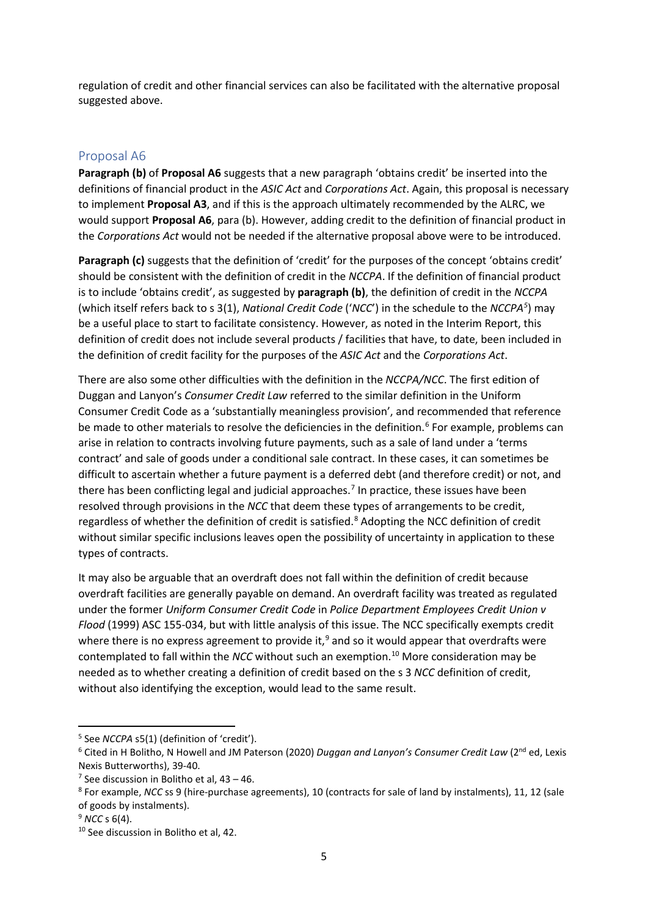regulation of credit and other financial services can also be facilitated with the alternative proposal suggested above.

## Proposal A6

**Paragraph (b)** of **Proposal A6** suggests that a new paragraph 'obtains credit' be inserted into the definitions of financial product in the *ASIC Act* and *Corporations Act*. Again, this proposal is necessary to implement **Proposal A3**, and if this is the approach ultimately recommended by the ALRC, we would support **Proposal A6**, para (b). However, adding credit to the definition of financial product in the *Corporations Act* would not be needed if the alternative proposal above were to be introduced.

**Paragraph (c)** suggests that the definition of 'credit' for the purposes of the concept 'obtains credit' should be consistent with the definition of credit in the *NCCPA*. If the definition of financial product is to include 'obtains credit', as suggested by **paragraph (b)**, the definition of credit in the *NCCPA* (which itself refers back to s 3(1), *National Credit Code* ('*NCC*') in the schedule to the *NCCPA*[5]) may be a useful place to start to facilitate consistency. However, as noted in the Interim Report, this definition of credit does not include several products / facilities that have, to date, been included in the definition of credit facility for the purposes of the *ASIC Act* and the *Corporations Act*.

There are also some other difficulties with the definition in the *NCCPA/NCC*. The first edition of Duggan and Lanyon's *Consumer Credit Law* referred to the similar definition in the Uniform Consumer Credit Code as a 'substantially meaningless provision', and recommended that reference be made to other materials to resolve the deficiencies in the definition.[6] For example, problems can arise in relation to contracts involving future payments, such as a sale of land under a 'terms contract' and sale of goods under a conditional sale contract. In these cases, it can sometimes be difficult to ascertain whether a future payment is a deferred debt (and therefore credit) or not, and there has been conflicting legal and judicial approaches.[7] In practice, these issues have been resolved through provisions in the *NCC* that deem these types of arrangements to be credit, regardless of whether the definition of credit is satisfied.[8] Adopting the NCC definition of credit without similar specific inclusions leaves open the possibility of uncertainty in application to these types of contracts.

It may also be arguable that an overdraft does not fall within the definition of credit because overdraft facilities are generally payable on demand. An overdraft facility was treated as regulated under the former *Uniform Consumer Credit Code* in *Police Department Employees Credit Union v Flood* (1999) ASC 155-034, but with little analysis of this issue. The NCC specifically exempts credit where there is no express agreement to provide it,[9] and so it would appear that overdrafts were contemplated to fall within the *NCC* without such an exemption.[10] More consideration may be needed as to whether creating a definition of credit based on the s 3 *NCC* definition of credit, without also identifying the exception, would lead to the same result.

---

[5] See *NCCPA* s5(1) (definition of 'credit').

[6] Cited in H Bolitho, N Howell and JM Paterson (2020) *Duggan and Lanyon's Consumer Credit Law* (2nd ed, Lexis Nexis Butterworths), 39-40.

[7] See discussion in Bolitho et al, 43 – 46.

[8] For example, *NCC* ss 9 (hire-purchase agreements), 10 (contracts for sale of land by instalments), 11, 12 (sale of goods by instalments).

[9] *NCC* s 6(4).

[10] See discussion in Bolitho et al, 42.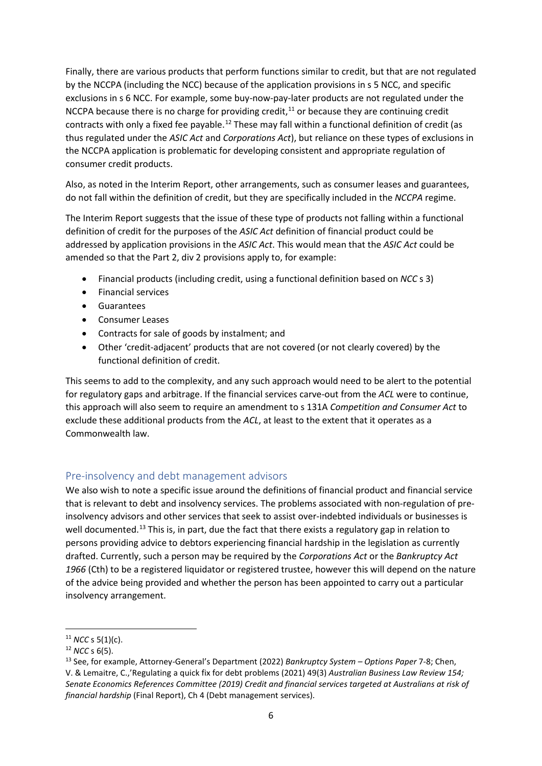Finally, there are various products that perform functions similar to credit, but that are not regulated by the NCCPA (including the NCC) because of the application provisions in s 5 NCC, and specific exclusions in s 6 NCC. For example, some buy-now-pay-later products are not regulated under the NCCPA because there is no charge for providing credit,[11] or because they are continuing credit contracts with only a fixed fee payable.[12] These may fall within a functional definition of credit (as thus regulated under the *ASIC Act* and *Corporations Act*), but reliance on these types of exclusions in the NCCPA application is problematic for developing consistent and appropriate regulation of consumer credit products.

Also, as noted in the Interim Report, other arrangements, such as consumer leases and guarantees, do not fall within the definition of credit, but they are specifically included in the *NCCPA* regime.

The Interim Report suggests that the issue of these type of products not falling within a functional definition of credit for the purposes of the *ASIC Act* definition of financial product could be addressed by application provisions in the *ASIC Act*. This would mean that the *ASIC Act* could be amended so that the Part 2, div 2 provisions apply to, for example:

- Financial products (including credit, using a functional definition based on *NCC* s 3)
- Financial services
- Guarantees
- Consumer Leases
- Contracts for sale of goods by instalment; and
- Other 'credit-adjacent' products that are not covered (or not clearly covered) by the functional definition of credit.

This seems to add to the complexity, and any such approach would need to be alert to the potential for regulatory gaps and arbitrage. If the financial services carve-out from the *ACL* were to continue, this approach will also seem to require an amendment to s 131A *Competition and Consumer Act* to exclude these additional products from the *ACL*, at least to the extent that it operates as a Commonwealth law.

## Pre-insolvency and debt management advisors

We also wish to note a specific issue around the definitions of financial product and financial service that is relevant to debt and insolvency services. The problems associated with non-regulation of pre-insolvency advisors and other services that seek to assist over-indebted individuals or businesses is well documented.[13] This is, in part, due the fact that there exists a regulatory gap in relation to persons providing advice to debtors experiencing financial hardship in the legislation as currently drafted. Currently, such a person may be required by the *Corporations Act* or the *Bankruptcy Act 1966* (Cth) to be a registered liquidator or registered trustee, however this will depend on the nature of the advice being provided and whether the person has been appointed to carry out a particular insolvency arrangement.

---

[11] *NCC* s 5(1)(c).

[12] *NCC* s 6(5).

[13] See, for example, Attorney-General's Department (2022) *Bankruptcy System – Options Paper* 7-8; Chen, V. & Lemaitre, C.,'Regulating a quick fix for debt problems (2021) 49(3) *Australian Business Law Review 154; Senate Economics References Committee (2019) Credit and financial services targeted at Australians at risk of financial hardship* (Final Report), Ch 4 (Debt management services).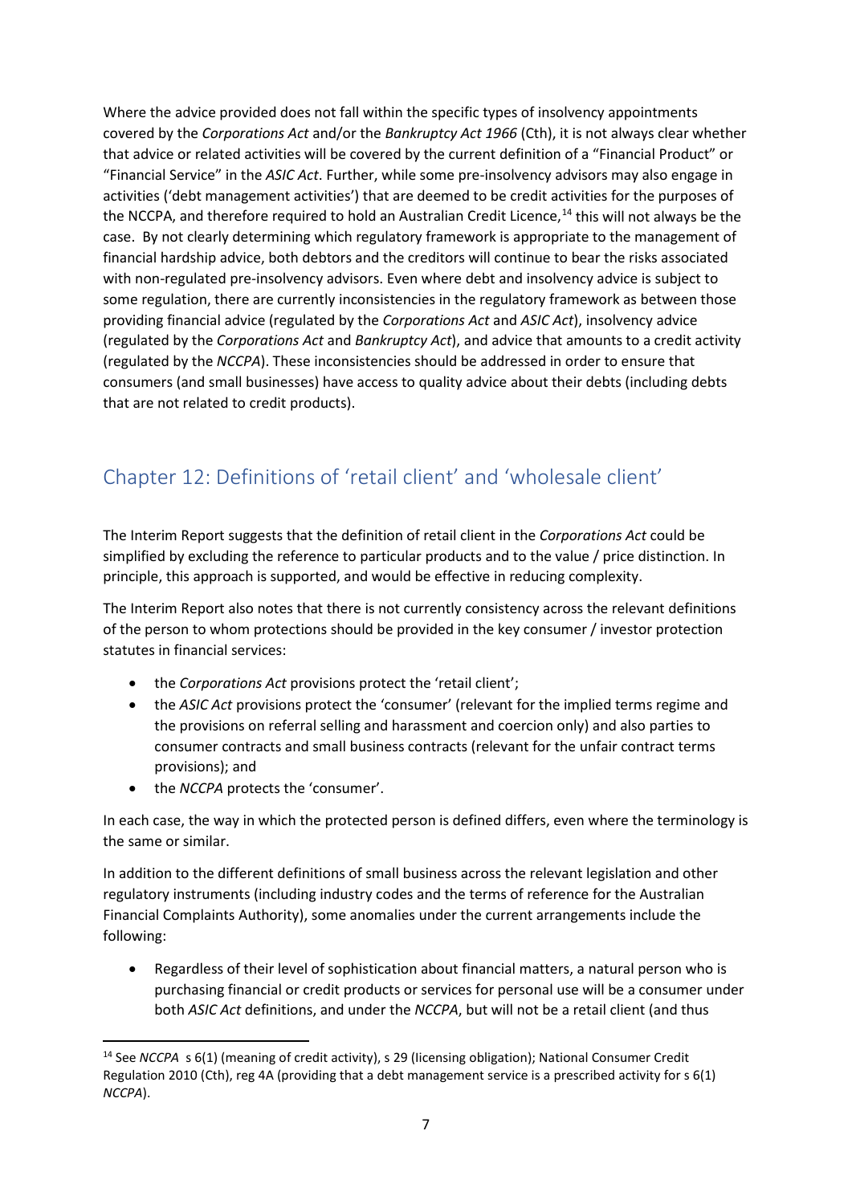Where the advice provided does not fall within the specific types of insolvency appointments covered by the *Corporations Act* and/or the *Bankruptcy Act 1966* (Cth), it is not always clear whether that advice or related activities will be covered by the current definition of a "Financial Product" or "Financial Service" in the *ASIC Act*. Further, while some pre-insolvency advisors may also engage in activities ('debt management activities') that are deemed to be credit activities for the purposes of the NCCPA, and therefore required to hold an Australian Credit Licence,[14] this will not always be the case. By not clearly determining which regulatory framework is appropriate to the management of financial hardship advice, both debtors and the creditors will continue to bear the risks associated with non-regulated pre-insolvency advisors. Even where debt and insolvency advice is subject to some regulation, there are currently inconsistencies in the regulatory framework as between those providing financial advice (regulated by the *Corporations Act* and *ASIC Act*), insolvency advice (regulated by the *Corporations Act* and *Bankruptcy Act*), and advice that amounts to a credit activity (regulated by the *NCCPA*). These inconsistencies should be addressed in order to ensure that consumers (and small businesses) have access to quality advice about their debts (including debts that are not related to credit products).

## Chapter 12: Definitions of 'retail client' and 'wholesale client'

The Interim Report suggests that the definition of retail client in the *Corporations Act* could be simplified by excluding the reference to particular products and to the value / price distinction. In principle, this approach is supported, and would be effective in reducing complexity.

The Interim Report also notes that there is not currently consistency across the relevant definitions of the person to whom protections should be provided in the key consumer / investor protection statutes in financial services:

- the *Corporations Act* provisions protect the 'retail client';
- the *ASIC Act* provisions protect the 'consumer' (relevant for the implied terms regime and the provisions on referral selling and harassment and coercion only) and also parties to consumer contracts and small business contracts (relevant for the unfair contract terms provisions); and
- the *NCCPA* protects the 'consumer'.

In each case, the way in which the protected person is defined differs, even where the terminology is the same or similar.

In addition to the different definitions of small business across the relevant legislation and other regulatory instruments (including industry codes and the terms of reference for the Australian Financial Complaints Authority), some anomalies under the current arrangements include the following:

- Regardless of their level of sophistication about financial matters, a natural person who is purchasing financial or credit products or services for personal use will be a consumer under both *ASIC Act* definitions, and under the *NCCPA*, but will not be a retail client (and thus

[14] See *NCCPA* s 6(1) (meaning of credit activity), s 29 (licensing obligation); National Consumer Credit Regulation 2010 (Cth), reg 4A (providing that a debt management service is a prescribed activity for s 6(1) *NCCPA*).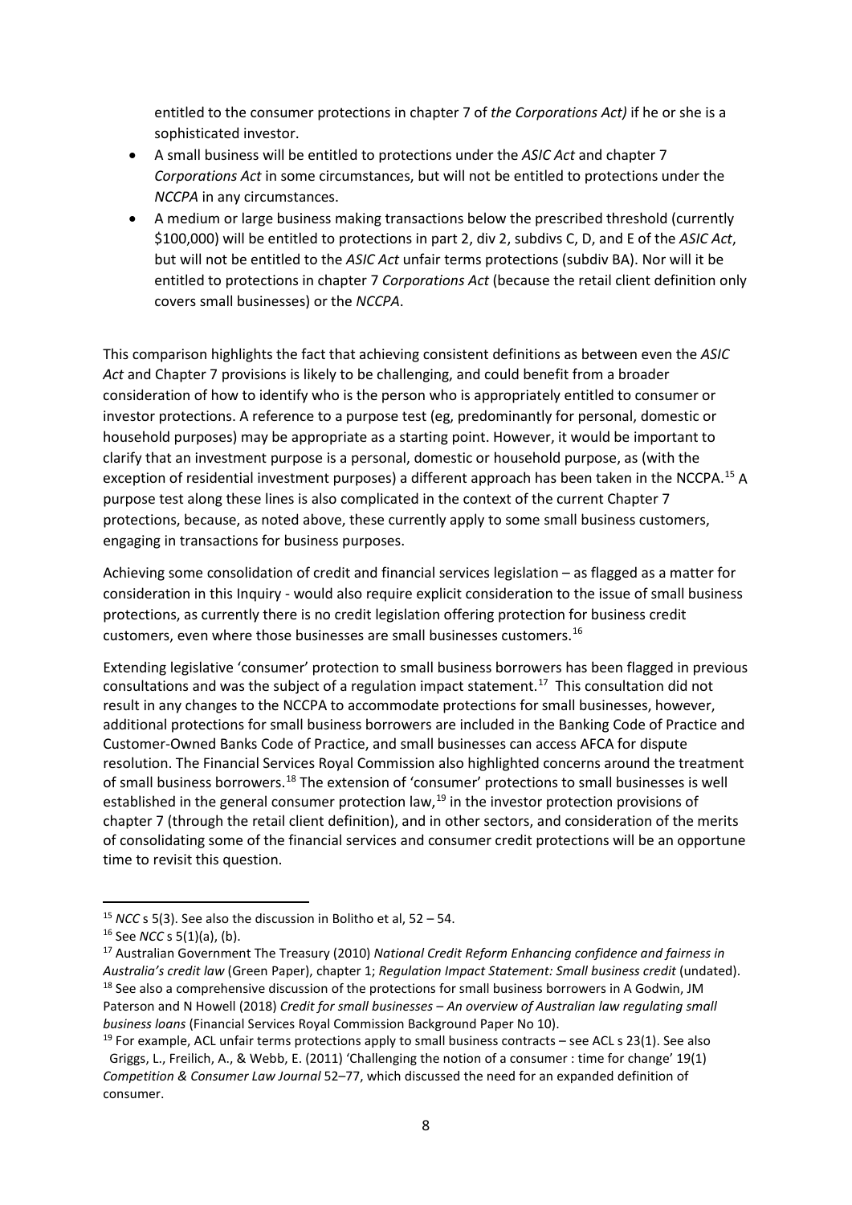entitled to the consumer protections in chapter 7 of *the Corporations Act)* if he or she is a sophisticated investor.

- A small business will be entitled to protections under the *ASIC Act* and chapter 7 *Corporations Act* in some circumstances, but will not be entitled to protections under the *NCCPA* in any circumstances.
- A medium or large business making transactions below the prescribed threshold (currently $100,000) will be entitled to protections in part 2, div 2, subdivs C, D, and E of the *ASIC Act*, but will not be entitled to the *ASIC Act* unfair terms protections (subdiv BA). Nor will it be entitled to protections in chapter 7 *Corporations Act* (because the retail client definition only covers small businesses) or the *NCCPA*.

This comparison highlights the fact that achieving consistent definitions as between even the *ASIC Act* and Chapter 7 provisions is likely to be challenging, and could benefit from a broader consideration of how to identify who is the person who is appropriately entitled to consumer or investor protections. A reference to a purpose test (eg, predominantly for personal, domestic or household purposes) may be appropriate as a starting point. However, it would be important to clarify that an investment purpose is a personal, domestic or household purpose, as (with the exception of residential investment purposes) a different approach has been taken in the NCCPA.[15] A purpose test along these lines is also complicated in the context of the current Chapter 7 protections, because, as noted above, these currently apply to some small business customers, engaging in transactions for business purposes.

Achieving some consolidation of credit and financial services legislation – as flagged as a matter for consideration in this Inquiry - would also require explicit consideration to the issue of small business protections, as currently there is no credit legislation offering protection for business credit customers, even where those businesses are small businesses customers.[16]

Extending legislative 'consumer' protection to small business borrowers has been flagged in previous consultations and was the subject of a regulation impact statement.[17] This consultation did not result in any changes to the NCCPA to accommodate protections for small businesses, however, additional protections for small business borrowers are included in the Banking Code of Practice and Customer-Owned Banks Code of Practice, and small businesses can access AFCA for dispute resolution. The Financial Services Royal Commission also highlighted concerns around the treatment of small business borrowers.[18] The extension of 'consumer' protections to small businesses is well established in the general consumer protection law,[19] in the investor protection provisions of chapter 7 (through the retail client definition), and in other sectors, and consideration of the merits of consolidating some of the financial services and consumer credit protections will be an opportune time to revisit this question.

---

[15] *NCC* s 5(3). See also the discussion in Bolitho et al, 52 – 54.

[16] See *NCC* s 5(1)(a), (b).

[17] Australian Government The Treasury (2010) *National Credit Reform Enhancing confidence and fairness in Australia's credit law* (Green Paper), chapter 1; *Regulation Impact Statement: Small business credit* (undated).

[18] See also a comprehensive discussion of the protections for small business borrowers in A Godwin, JM Paterson and N Howell (2018) *Credit for small businesses – An overview of Australian law regulating small business loans* (Financial Services Royal Commission Background Paper No 10).

[19] For example, ACL unfair terms protections apply to small business contracts – see ACL s 23(1). See also Griggs, L., Freilich, A., & Webb, E. (2011) 'Challenging the notion of a consumer : time for change' 19(1) *Competition & Consumer Law Journal* 52–77, which discussed the need for an expanded definition of consumer.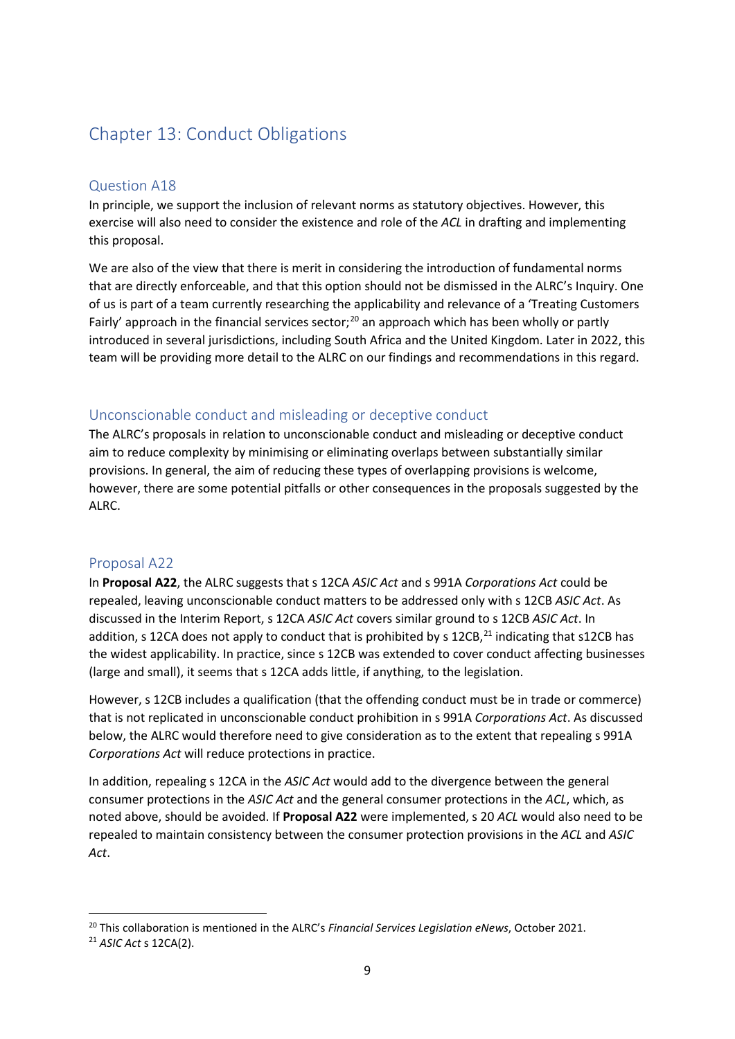# Chapter 13: Conduct Obligations

## Question A18

In principle, we support the inclusion of relevant norms as statutory objectives. However, this exercise will also need to consider the existence and role of the *ACL* in drafting and implementing this proposal.

We are also of the view that there is merit in considering the introduction of fundamental norms that are directly enforceable, and that this option should not be dismissed in the ALRC's Inquiry. One of us is part of a team currently researching the applicability and relevance of a 'Treating Customers Fairly' approach in the financial services sector;[20] an approach which has been wholly or partly introduced in several jurisdictions, including South Africa and the United Kingdom. Later in 2022, this team will be providing more detail to the ALRC on our findings and recommendations in this regard.

## Unconscionable conduct and misleading or deceptive conduct

The ALRC's proposals in relation to unconscionable conduct and misleading or deceptive conduct aim to reduce complexity by minimising or eliminating overlaps between substantially similar provisions. In general, the aim of reducing these types of overlapping provisions is welcome, however, there are some potential pitfalls or other consequences in the proposals suggested by the ALRC.

## Proposal A22

In **Proposal A22**, the ALRC suggests that s 12CA *ASIC Act* and s 991A *Corporations Act* could be repealed, leaving unconscionable conduct matters to be addressed only with s 12CB *ASIC Act*. As discussed in the Interim Report, s 12CA *ASIC Act* covers similar ground to s 12CB *ASIC Act*. In addition, s 12CA does not apply to conduct that is prohibited by s 12CB,[21] indicating that s12CB has the widest applicability. In practice, since s 12CB was extended to cover conduct affecting businesses (large and small), it seems that s 12CA adds little, if anything, to the legislation.

However, s 12CB includes a qualification (that the offending conduct must be in trade or commerce) that is not replicated in unconscionable conduct prohibition in s 991A *Corporations Act*. As discussed below, the ALRC would therefore need to give consideration as to the extent that repealing s 991A *Corporations Act* will reduce protections in practice.

In addition, repealing s 12CA in the *ASIC Act* would add to the divergence between the general consumer protections in the *ASIC Act* and the general consumer protections in the *ACL*, which, as noted above, should be avoided. If **Proposal A22** were implemented, s 20 *ACL* would also need to be repealed to maintain consistency between the consumer protection provisions in the *ACL* and *ASIC Act*.

---

[20] This collaboration is mentioned in the ALRC's *Financial Services Legislation eNews*, October 2021.

[21] *ASIC Act* s 12CA(2).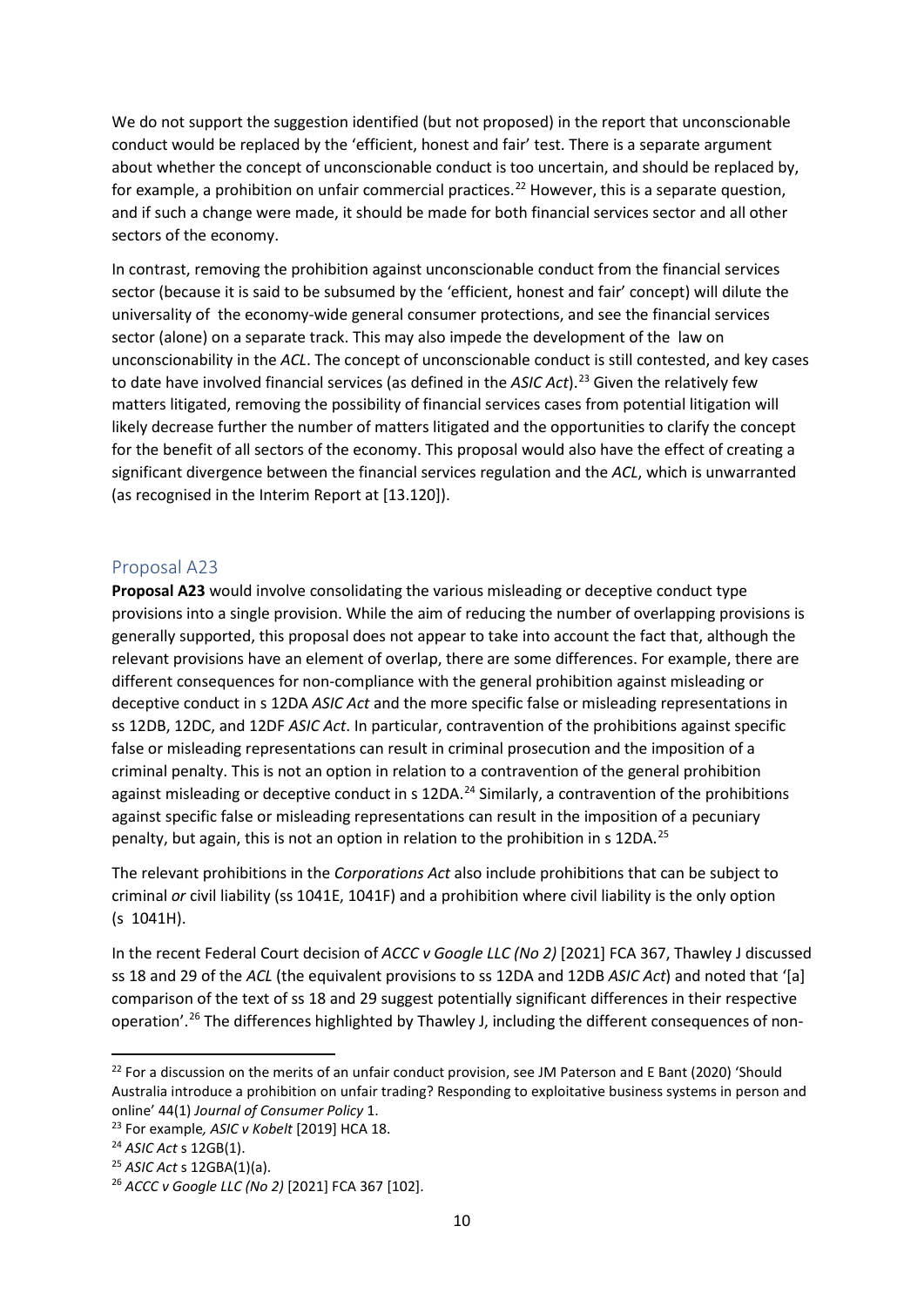We do not support the suggestion identified (but not proposed) in the report that unconscionable conduct would be replaced by the 'efficient, honest and fair' test. There is a separate argument about whether the concept of unconscionable conduct is too uncertain, and should be replaced by, for example, a prohibition on unfair commercial practices.[22] However, this is a separate question, and if such a change were made, it should be made for both financial services sector and all other sectors of the economy.

In contrast, removing the prohibition against unconscionable conduct from the financial services sector (because it is said to be subsumed by the 'efficient, honest and fair' concept) will dilute the universality of the economy-wide general consumer protections, and see the financial services sector (alone) on a separate track. This may also impede the development of the law on unconscionability in the *ACL*. The concept of unconscionable conduct is still contested, and key cases to date have involved financial services (as defined in the *ASIC Act*).[23] Given the relatively few matters litigated, removing the possibility of financial services cases from potential litigation will likely decrease further the number of matters litigated and the opportunities to clarify the concept for the benefit of all sectors of the economy. This proposal would also have the effect of creating a significant divergence between the financial services regulation and the *ACL*, which is unwarranted (as recognised in the Interim Report at [13.120]).

## Proposal A23

**Proposal A23** would involve consolidating the various misleading or deceptive conduct type provisions into a single provision. While the aim of reducing the number of overlapping provisions is generally supported, this proposal does not appear to take into account the fact that, although the relevant provisions have an element of overlap, there are some differences. For example, there are different consequences for non-compliance with the general prohibition against misleading or deceptive conduct in s 12DA *ASIC Act* and the more specific false or misleading representations in ss 12DB, 12DC, and 12DF *ASIC Act*. In particular, contravention of the prohibitions against specific false or misleading representations can result in criminal prosecution and the imposition of a criminal penalty. This is not an option in relation to a contravention of the general prohibition against misleading or deceptive conduct in s 12DA.[24] Similarly, a contravention of the prohibitions against specific false or misleading representations can result in the imposition of a pecuniary penalty, but again, this is not an option in relation to the prohibition in s 12DA.[25]

The relevant prohibitions in the *Corporations Act* also include prohibitions that can be subject to criminal *or* civil liability (ss 1041E, 1041F) and a prohibition where civil liability is the only option (s 1041H).

In the recent Federal Court decision of *ACCC v Google LLC (No 2)* [2021] FCA 367, Thawley J discussed ss 18 and 29 of the *ACL* (the equivalent provisions to ss 12DA and 12DB *ASIC Act*) and noted that '[a] comparison of the text of ss 18 and 29 suggest potentially significant differences in their respective operation'.[26] The differences highlighted by Thawley J, including the different consequences of non-

---

[22] For a discussion on the merits of an unfair conduct provision, see JM Paterson and E Bant (2020) 'Should Australia introduce a prohibition on unfair trading? Responding to exploitative business systems in person and online' 44(1) *Journal of Consumer Policy* 1.

[23] For example, *ASIC v Kobelt* [2019] HCA 18.

[24] *ASIC Act* s 12GB(1).

[25] *ASIC Act* s 12GBA(1)(a).

[26] *ACCC v Google LLC (No 2)* [2021] FCA 367 [102].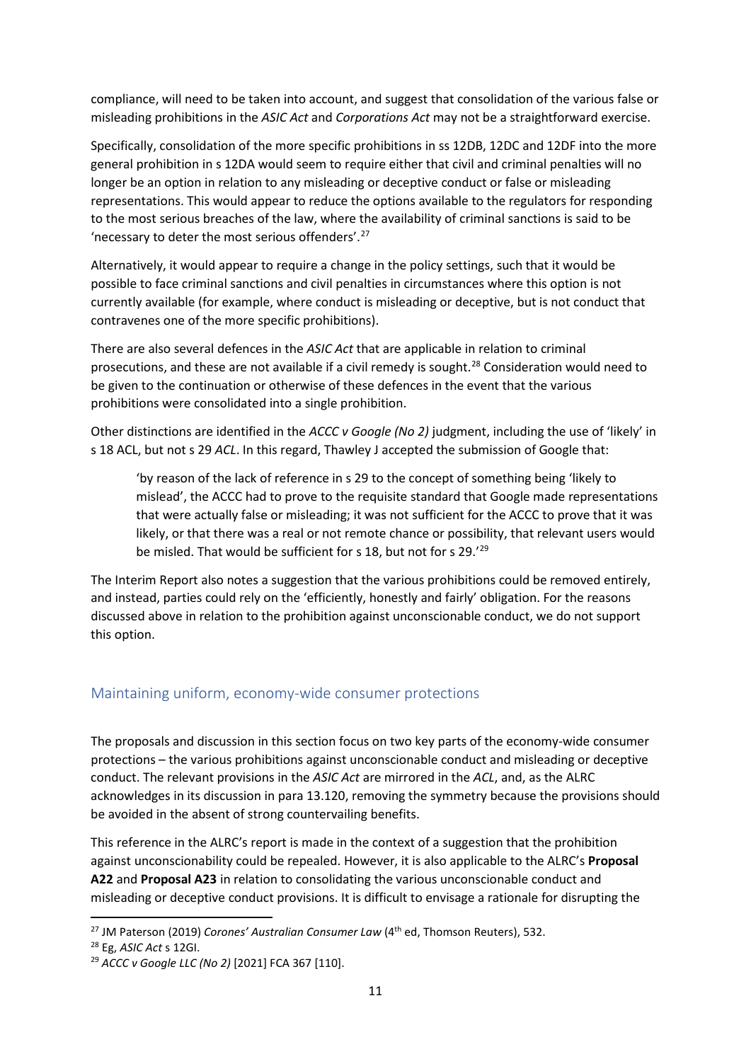compliance, will need to be taken into account, and suggest that consolidation of the various false or misleading prohibitions in the *ASIC Act* and *Corporations Act* may not be a straightforward exercise.

Specifically, consolidation of the more specific prohibitions in ss 12DB, 12DC and 12DF into the more general prohibition in s 12DA would seem to require either that civil and criminal penalties will no longer be an option in relation to any misleading or deceptive conduct or false or misleading representations. This would appear to reduce the options available to the regulators for responding to the most serious breaches of the law, where the availability of criminal sanctions is said to be 'necessary to deter the most serious offenders'.[27]

Alternatively, it would appear to require a change in the policy settings, such that it would be possible to face criminal sanctions and civil penalties in circumstances where this option is not currently available (for example, where conduct is misleading or deceptive, but is not conduct that contravenes one of the more specific prohibitions).

There are also several defences in the *ASIC Act* that are applicable in relation to criminal prosecutions, and these are not available if a civil remedy is sought.[28] Consideration would need to be given to the continuation or otherwise of these defences in the event that the various prohibitions were consolidated into a single prohibition.

Other distinctions are identified in the *ACCC v Google (No 2)* judgment, including the use of 'likely' in s 18 ACL, but not s 29 *ACL*. In this regard, Thawley J accepted the submission of Google that:

> 'by reason of the lack of reference in s 29 to the concept of something being 'likely to mislead', the ACCC had to prove to the requisite standard that Google made representations that were actually false or misleading; it was not sufficient for the ACCC to prove that it was likely, or that there was a real or not remote chance or possibility, that relevant users would be misled. That would be sufficient for s 18, but not for s 29.'[29]

The Interim Report also notes a suggestion that the various prohibitions could be removed entirely, and instead, parties could rely on the 'efficiently, honestly and fairly' obligation. For the reasons discussed above in relation to the prohibition against unconscionable conduct, we do not support this option.

## Maintaining uniform, economy-wide consumer protections

The proposals and discussion in this section focus on two key parts of the economy-wide consumer protections – the various prohibitions against unconscionable conduct and misleading or deceptive conduct. The relevant provisions in the *ASIC Act* are mirrored in the *ACL*, and, as the ALRC acknowledges in its discussion in para 13.120, removing the symmetry because the provisions should be avoided in the absence of strong countervailing benefits.

This reference in the ALRC's report is made in the context of a suggestion that the prohibition against unconscionability could be repealed. However, it is also applicable to the ALRC's **Proposal A22** and **Proposal A23** in relation to consolidating the various unconscionable conduct and misleading or deceptive conduct provisions. It is difficult to envisage a rationale for disrupting the

[27] JM Paterson (2019) *Corones' Australian Consumer Law* (4th ed, Thomson Reuters), 532.

[28] Eg, *ASIC Act* s 12GI.

[29] *ACCC v Google LLC (No 2)* [2021] FCA 367 [110].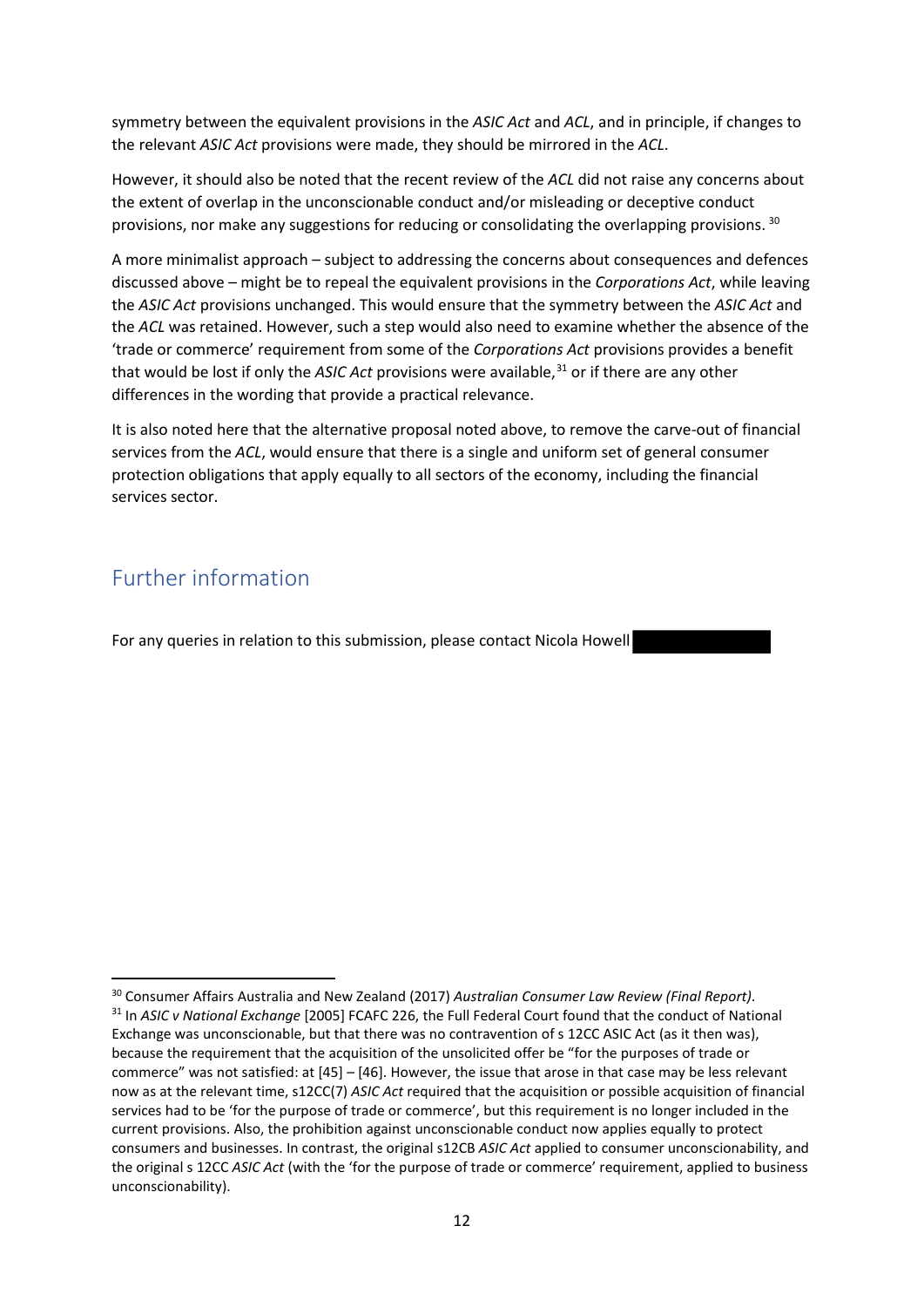symmetry between the equivalent provisions in the *ASIC Act* and *ACL*, and in principle, if changes to the relevant *ASIC Act* provisions were made, they should be mirrored in the *ACL*.

However, it should also be noted that the recent review of the *ACL* did not raise any concerns about the extent of overlap in the unconscionable conduct and/or misleading or deceptive conduct provisions, nor make any suggestions for reducing or consolidating the overlapping provisions. [30]

A more minimalist approach – subject to addressing the concerns about consequences and defences discussed above – might be to repeal the equivalent provisions in the *Corporations Act*, while leaving the *ASIC Act* provisions unchanged. This would ensure that the symmetry between the *ASIC Act* and the *ACL* was retained. However, such a step would also need to examine whether the absence of the 'trade or commerce' requirement from some of the *Corporations Act* provisions provides a benefit that would be lost if only the *ASIC Act* provisions were available,[31] or if there are any other differences in the wording that provide a practical relevance.

It is also noted here that the alternative proposal noted above, to remove the carve-out of financial services from the *ACL*, would ensure that there is a single and uniform set of general consumer protection obligations that apply equally to all sectors of the economy, including the financial services sector.

## Further information

For any queries in relation to this submission, please contact Nicola Howell

---

[30] Consumer Affairs Australia and New Zealand (2017) *Australian Consumer Law Review (Final Report)*.

[31] In *ASIC v National Exchange* [2005] FCAFC 226, the Full Federal Court found that the conduct of National Exchange was unconscionable, but that there was no contravention of s 12CC ASIC Act (as it then was), because the requirement that the acquisition of the unsolicited offer be "for the purposes of trade or commerce" was not satisfied: at [45] – [46]. However, the issue that arose in that case may be less relevant now as at the relevant time, s12CC(7) *ASIC Act* required that the acquisition or possible acquisition of financial services had to be 'for the purpose of trade or commerce', but this requirement is no longer included in the current provisions. Also, the prohibition against unconscionable conduct now applies equally to protect consumers and businesses. In contrast, the original s12CB *ASIC Act* applied to consumer unconscionability, and the original s 12CC *ASIC Act* (with the 'for the purpose of trade or commerce' requirement, applied to business unconscionability).